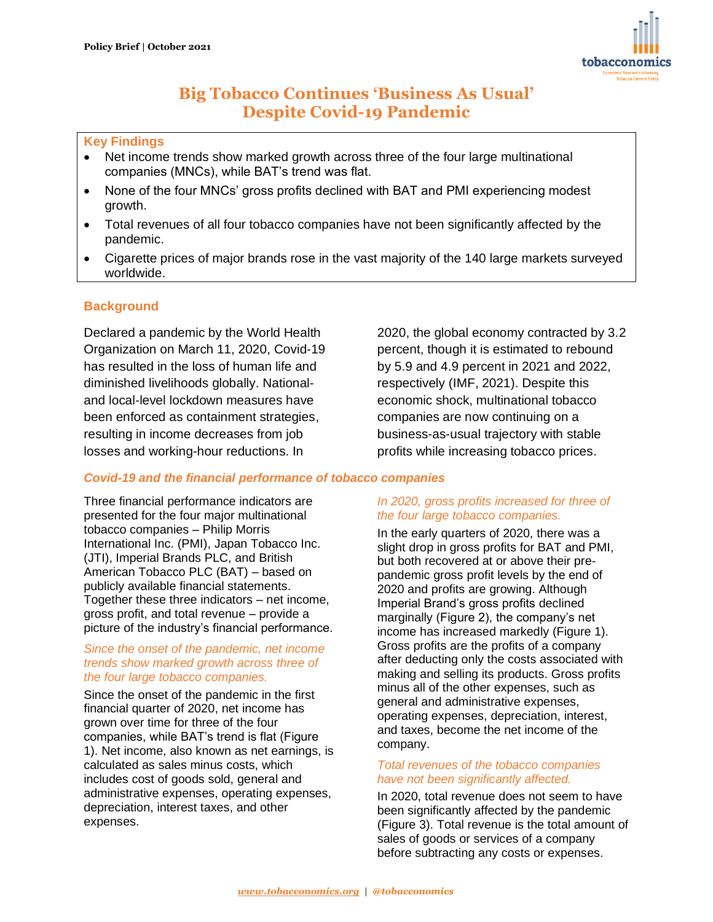Policy Brief | October 2021

# Big Tobacco Continues 'Business As Usual' Despite Covid-19 Pandemic

## Key Findings

- Net income trends show marked growth across three of the four large multinational companies (MNCs), while BAT's trend was flat.
- None of the four MNCs' gross profits declined with BAT and PMI experiencing modest growth.
- Total revenues of all four tobacco companies have not been significantly affected by the pandemic.
- Cigarette prices of major brands rose in the vast majority of the 140 large markets surveyed worldwide.

## Background

Declared a pandemic by the World Health Organization on March 11, 2020, Covid-19 has resulted in the loss of human life and diminished livelihoods globally. National- and local-level lockdown measures have been enforced as containment strategies, resulting in income decreases from job losses and working-hour reductions. In 2020, the global economy contracted by 3.2 percent, though it is estimated to rebound by 5.9 and 4.9 percent in 2021 and 2022, respectively (IMF, 2021). Despite this economic shock, multinational tobacco companies are now continuing on a business-as-usual trajectory with stable profits while increasing tobacco prices.

### *Covid-19 and the financial performance of tobacco companies*

Three financial performance indicators are presented for the four major multinational tobacco companies – Philip Morris International Inc. (PMI), Japan Tobacco Inc. (JTI), Imperial Brands PLC, and British American Tobacco PLC (BAT) – based on publicly available financial statements. Together these three indicators – net income, gross profit, and total revenue – provide a picture of the industry's financial performance.

*Since the onset of the pandemic, net income trends show marked growth across three of the four large tobacco companies.*

Since the onset of the pandemic in the first financial quarter of 2020, net income has grown over time for three of the four companies, while BAT's trend is flat (Figure 1). Net income, also known as net earnings, is calculated as sales minus costs, which includes cost of goods sold, general and administrative expenses, operating expenses, depreciation, interest taxes, and other expenses.

*In 2020, gross profits increased for three of the four large tobacco companies.*

In the early quarters of 2020, there was a slight drop in gross profits for BAT and PMI, but both recovered at or above their pre-pandemic gross profit levels by the end of 2020 and profits are growing. Although Imperial Brand's gross profits declined marginally (Figure 2), the company's net income has increased markedly (Figure 1). Gross profits are the profits of a company after deducting only the costs associated with making and selling its products. Gross profits minus all of the other expenses, such as general and administrative expenses, operating expenses, depreciation, interest, and taxes, become the net income of the company.

*Total revenues of the tobacco companies have not been significantly affected.*

In 2020, total revenue does not seem to have been significantly affected by the pandemic (Figure 3). Total revenue is the total amount of sales of goods or services of a company before subtracting any costs or expenses.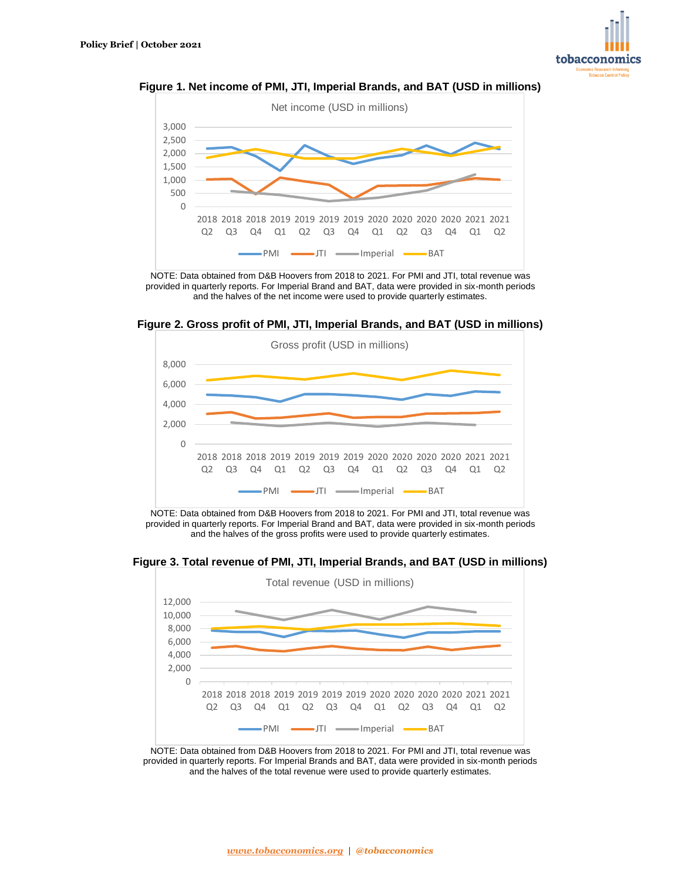**Figure 1. Net income of PMI, JTI, Imperial Brands, and BAT (USD in millions)**

NOTE: Data obtained from D&B Hoovers from 2018 to 2021. For PMI and JTI, total revenue was provided in quarterly reports. For Imperial Brand and BAT, data were provided in six-month periods and the halves of the net income were used to provide quarterly estimates.

**Figure 2. Gross profit of PMI, JTI, Imperial Brands, and BAT (USD in millions)**

NOTE: Data obtained from D&B Hoovers from 2018 to 2021. For PMI and JTI, total revenue was provided in quarterly reports. For Imperial Brand and BAT, data were provided in six-month periods and the halves of the gross profits were used to provide quarterly estimates.

**Figure 3. Total revenue of PMI, JTI, Imperial Brands, and BAT (USD in millions)**

NOTE: Data obtained from D&B Hoovers from 2018 to 2021. For PMI and JTI, total revenue was provided in quarterly reports. For Imperial Brands and BAT, data were provided in six-month periods and the halves of the total revenue were used to provide quarterly estimates.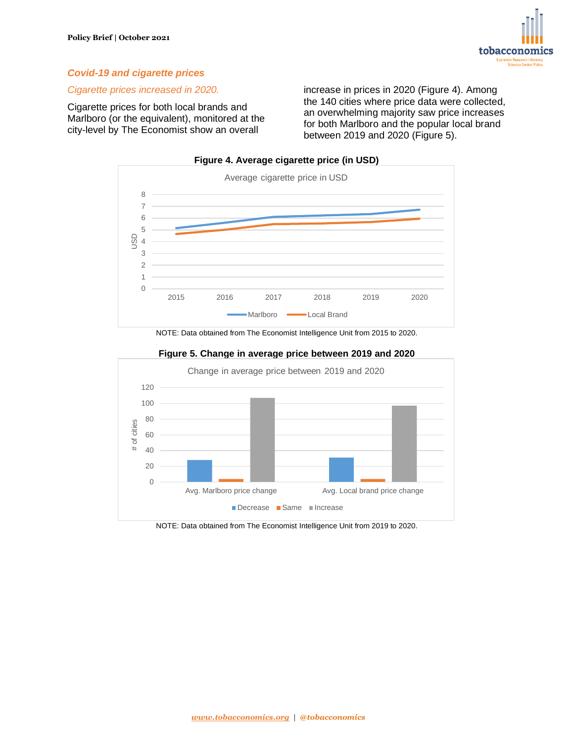## *Covid-19 and cigarette prices*

*Cigarette prices increased in 2020.*

Cigarette prices for both local brands and Marlboro (or the equivalent), monitored at the city-level by The Economist show an overall increase in prices in 2020 (Figure 4). Among the 140 cities where price data were collected, an overwhelming majority saw price increases for both Marlboro and the popular local brand between 2019 and 2020 (Figure 5).

**Figure 4. Average cigarette price (in USD)**

NOTE: Data obtained from The Economist Intelligence Unit from 2015 to 2020.

**Figure 5. Change in average price between 2019 and 2020**

NOTE: Data obtained from The Economist Intelligence Unit from 2019 to 2020.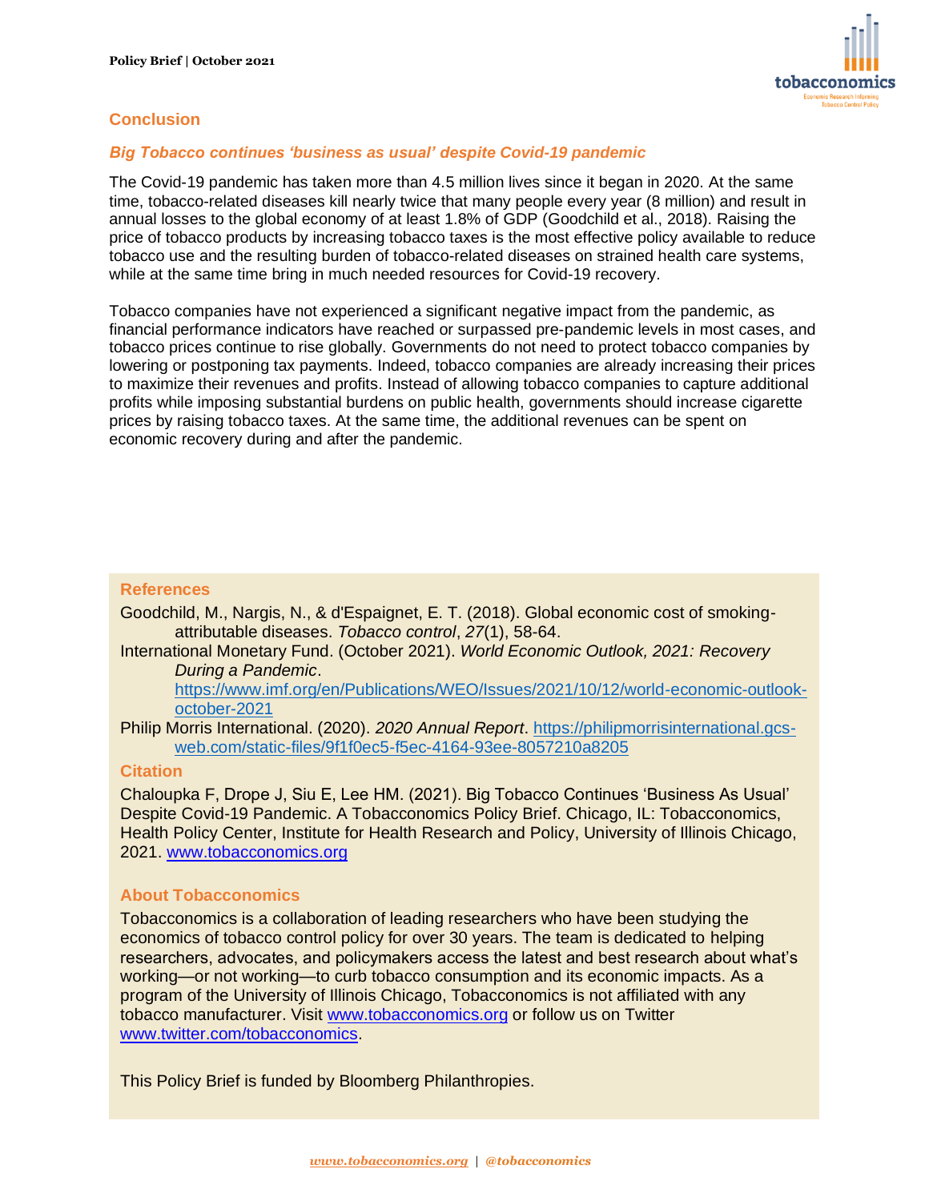## Conclusion

### *Big Tobacco continues 'business as usual' despite Covid-19 pandemic*

The Covid-19 pandemic has taken more than 4.5 million lives since it began in 2020. At the same time, tobacco-related diseases kill nearly twice that many people every year (8 million) and result in annual losses to the global economy of at least 1.8% of GDP (Goodchild et al., 2018). Raising the price of tobacco products by increasing tobacco taxes is the most effective policy available to reduce tobacco use and the resulting burden of tobacco-related diseases on strained health care systems, while at the same time bring in much needed resources for Covid-19 recovery.

Tobacco companies have not experienced a significant negative impact from the pandemic, as financial performance indicators have reached or surpassed pre-pandemic levels in most cases, and tobacco prices continue to rise globally. Governments do not need to protect tobacco companies by lowering or postponing tax payments. Indeed, tobacco companies are already increasing their prices to maximize their revenues and profits. Instead of allowing tobacco companies to capture additional profits while imposing substantial burdens on public health, governments should increase cigarette prices by raising tobacco taxes. At the same time, the additional revenues can be spent on economic recovery during and after the pandemic.

### References

Goodchild, M., Nargis, N., & d'Espaignet, E. T. (2018). Global economic cost of smoking-attributable diseases. *Tobacco control*, *27*(1), 58-64.

International Monetary Fund. (October 2021). *World Economic Outlook, 2021: Recovery During a Pandemic*. https://www.imf.org/en/Publications/WEO/Issues/2021/10/12/world-economic-outlook-october-2021

Philip Morris International. (2020). *2020 Annual Report*. https://philipmorrisinternational.gcs-web.com/static-files/9f1f0ec5-f5ec-4164-93ee-8057210a8205

### Citation

Chaloupka F, Drope J, Siu E, Lee HM. (2021). Big Tobacco Continues 'Business As Usual' Despite Covid-19 Pandemic. A Tobacconomics Policy Brief. Chicago, IL: Tobacconomics, Health Policy Center, Institute for Health Research and Policy, University of Illinois Chicago, 2021. www.tobacconomics.org

### About Tobacconomics

Tobacconomics is a collaboration of leading researchers who have been studying the economics of tobacco control policy for over 30 years. The team is dedicated to helping researchers, advocates, and policymakers access the latest and best research about what's working—or not working—to curb tobacco consumption and its economic impacts. As a program of the University of Illinois Chicago, Tobacconomics is not affiliated with any tobacco manufacturer. Visit www.tobacconomics.org or follow us on Twitter www.twitter.com/tobacconomics.

This Policy Brief is funded by Bloomberg Philanthropies.